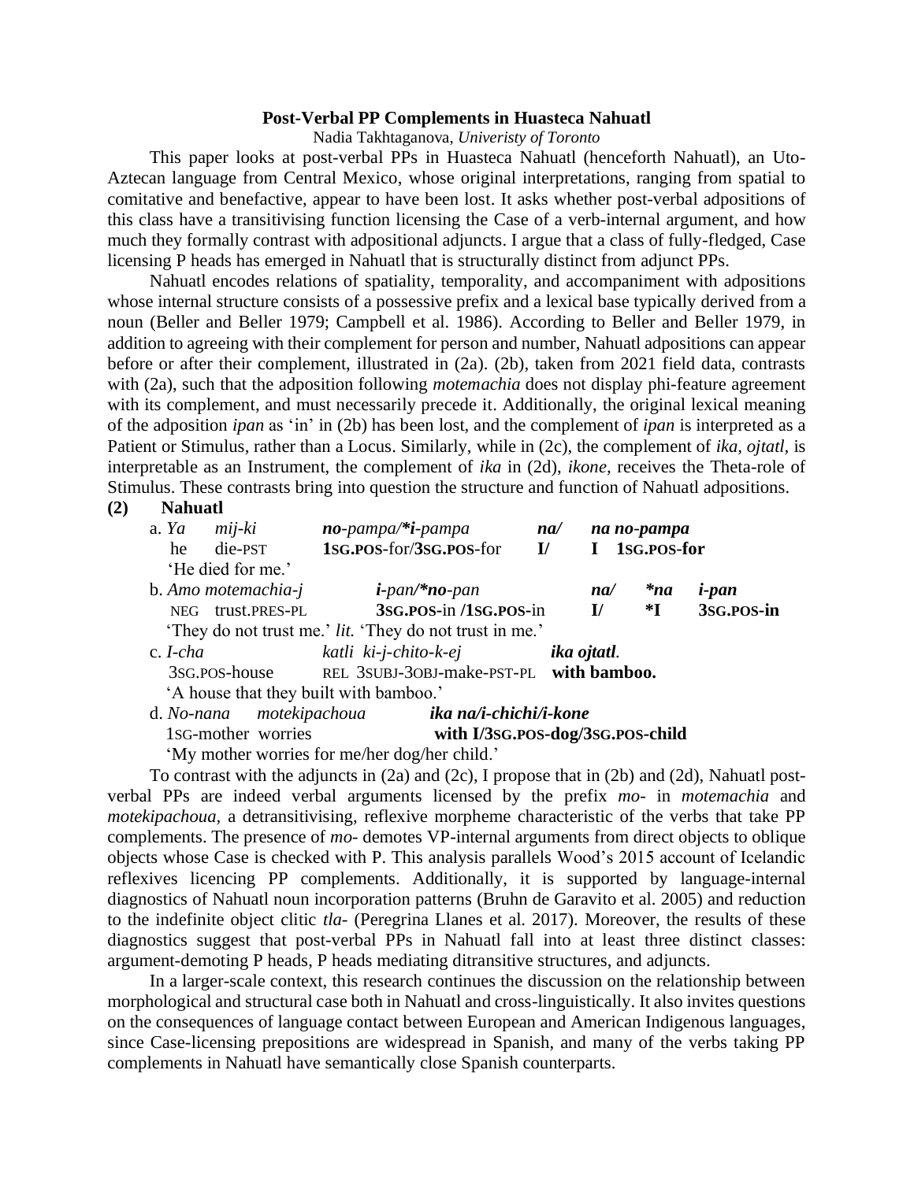**Post-Verbal PP Complements in Huasteca Nahuatl**

Nadia Takhtaganova, *Univeristy of Toronto*

This paper looks at post-verbal PPs in Huasteca Nahuatl (henceforth Nahuatl), an Uto-Aztecan language from Central Mexico, whose original interpretations, ranging from spatial to comitative and benefactive, appear to have been lost. It asks whether post-verbal adpositions of this class have a transitivising function licensing the Case of a verb-internal argument, and how much they formally contrast with adpositional adjuncts. I argue that a class of fully-fledged, Case licensing P heads has emerged in Nahuatl that is structurally distinct from adjunct PPs.

Nahuatl encodes relations of spatiality, temporality, and accompaniment with adpositions whose internal structure consists of a possessive prefix and a lexical base typically derived from a noun (Beller and Beller 1979; Campbell et al. 1986). According to Beller and Beller 1979, in addition to agreeing with their complement for person and number, Nahuatl adpositions can appear before or after their complement, illustrated in (2a). (2b), taken from 2021 field data, contrasts with (2a), such that the adposition following *motemachia* does not display phi-feature agreement with its complement, and must necessarily precede it. Additionally, the original lexical meaning of the adposition *ipan* as 'in' in (2b) has been lost, and the complement of *ipan* is interpreted as a Patient or Stimulus, rather than a Locus. Similarly, while in (2c), the complement of *ika*, *ojtatl*, is interpretable as an Instrument, the complement of *ika* in (2d), *ikone*, receives the Theta-role of Stimulus. These contrasts bring into question the structure and function of Nahuatl adpositions.

**(2) Nahuatl**

a. *Ya* *mij-ki* ***no**-pampa/***i**-pampa* ***na/*** ***na no-pampa***
   he die-PST **1SG.POS**-for/**3SG.POS**-for **I/** **I 1SG.POS-for**
   'He died for me.'

b. *Amo motemachia-j* ***i**-pan/***no**-pan* ***na/*** ****na*** ***i-pan***
   NEG trust.PRES-PL **3SG.POS**-in /**1SG.POS**-in **I/** ***I** **3SG.POS-in**
   'They do not trust me.' *lit.* 'They do not trust in me.'

c. *I-cha* *katli ki-j-chito-k-ej* ***ika ojtatl.***
   3SG.POS-house REL 3SUBJ-3OBJ-make-PST-PL **with bamboo.**
   'A house that they built with bamboo.'

d. *No-nana* *motekipachoua* ***ika na/i-chichi/i-kone***
   1SG-mother worries **with I/3SG.POS-dog/3SG.POS-child**
   'My mother worries for me/her dog/her child.'

To contrast with the adjuncts in (2a) and (2c), I propose that in (2b) and (2d), Nahuatl post-verbal PPs are indeed verbal arguments licensed by the prefix *mo-* in *motemachia* and *motekipachoua*, a detransitivising, reflexive morpheme characteristic of the verbs that take PP complements. The presence of *mo-* demotes VP-internal arguments from direct objects to oblique objects whose Case is checked with P. This analysis parallels Wood's 2015 account of Icelandic reflexives licencing PP complements. Additionally, it is supported by language-internal diagnostics of Nahuatl noun incorporation patterns (Bruhn de Garavito et al. 2005) and reduction to the indefinite object clitic *tla-* (Peregrina Llanes et al. 2017). Moreover, the results of these diagnostics suggest that post-verbal PPs in Nahuatl fall into at least three distinct classes: argument-demoting P heads, P heads mediating ditransitive structures, and adjuncts.

In a larger-scale context, this research continues the discussion on the relationship between morphological and structural case both in Nahuatl and cross-linguistically. It also invites questions on the consequences of language contact between European and American Indigenous languages, since Case-licensing prepositions are widespread in Spanish, and many of the verbs taking PP complements in Nahuatl have semantically close Spanish counterparts.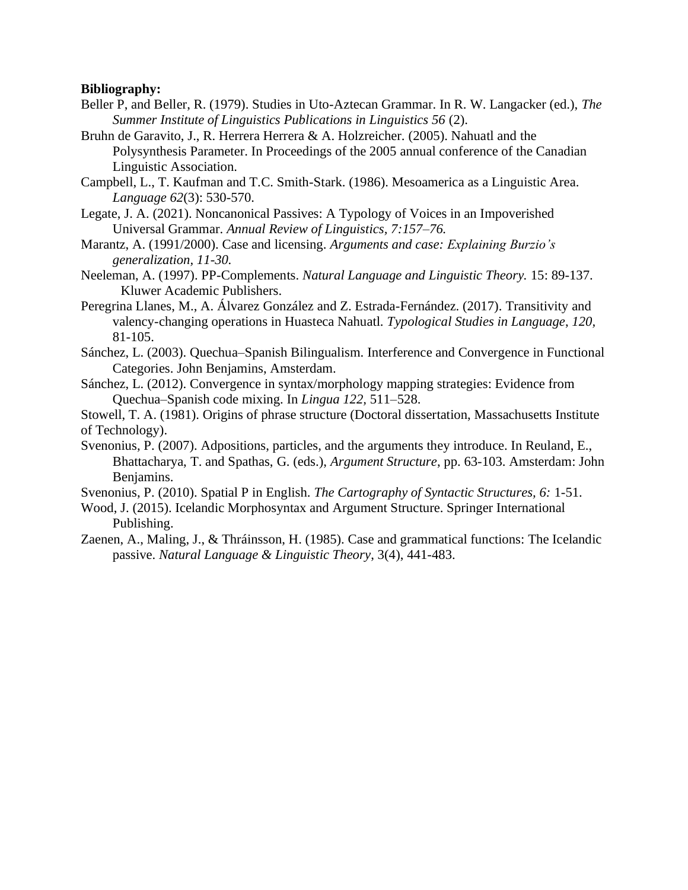**Bibliography:**

Beller P, and Beller, R. (1979). Studies in Uto-Aztecan Grammar. In R. W. Langacker (ed.), *The Summer Institute of Linguistics Publications in Linguistics 56* (2).

Bruhn de Garavito, J., R. Herrera Herrera & A. Holzreicher. (2005). Nahuatl and the Polysynthesis Parameter. In Proceedings of the 2005 annual conference of the Canadian Linguistic Association.

Campbell, L., T. Kaufman and T.C. Smith-Stark. (1986). Mesoamerica as a Linguistic Area. *Language 62*(3): 530-570.

Legate, J. A. (2021). Noncanonical Passives: A Typology of Voices in an Impoverished Universal Grammar. *Annual Review of Linguistics, 7:157–76.*

Marantz, A. (1991/2000). Case and licensing. *Arguments and case: Explaining Burzio's generalization, 11-30.*

Neeleman, A. (1997). PP-Complements. *Natural Language and Linguistic Theory.* 15: 89-137. Kluwer Academic Publishers.

Peregrina Llanes, M., A. Álvarez González and Z. Estrada-Fernández. (2017). Transitivity and valency-changing operations in Huasteca Nahuatl. *Typological Studies in Language*, *120,* 81-105.

Sánchez, L. (2003). Quechua–Spanish Bilingualism. Interference and Convergence in Functional Categories. John Benjamins, Amsterdam.

Sánchez, L. (2012). Convergence in syntax/morphology mapping strategies: Evidence from Quechua–Spanish code mixing. In *Lingua 122,* 511–528.

Stowell, T. A. (1981). Origins of phrase structure (Doctoral dissertation, Massachusetts Institute of Technology).

Svenonius, P. (2007). Adpositions, particles, and the arguments they introduce. In Reuland, E., Bhattacharya, T. and Spathas, G. (eds.), *Argument Structure*, pp. 63-103. Amsterdam: John Benjamins.

Svenonius, P. (2010). Spatial P in English. *The Cartography of Syntactic Structures, 6:* 1-51.

Wood, J. (2015). Icelandic Morphosyntax and Argument Structure. Springer International Publishing.

Zaenen, A., Maling, J., & Thráinsson, H. (1985). Case and grammatical functions: The Icelandic passive. *Natural Language & Linguistic Theory*, 3(4), 441-483.